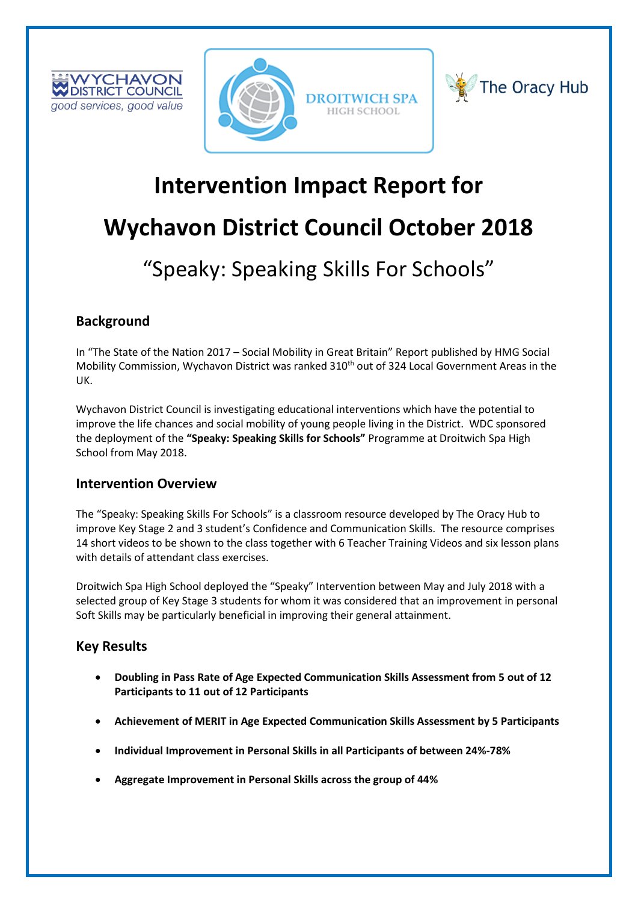# Intervention Impact Report for Wychavon District Council October 2018

## "Speaky: Speaking Skills For Schools"

### Background

In "The State of the Nation 2017 – Social Mobility in Great Britain" Report published by HMG Social Mobility Commission, Wychavon District was ranked 310th out of 324 Local Government Areas in the UK.

Wychavon District Council is investigating educational interventions which have the potential to improve the life chances and social mobility of young people living in the District. WDC sponsored the deployment of the **"Speaky: Speaking Skills for Schools"** Programme at Droitwich Spa High School from May 2018.

### Intervention Overview

The "Speaky: Speaking Skills For Schools" is a classroom resource developed by The Oracy Hub to improve Key Stage 2 and 3 student's Confidence and Communication Skills. The resource comprises 14 short videos to be shown to the class together with 6 Teacher Training Videos and six lesson plans with details of attendant class exercises.

Droitwich Spa High School deployed the "Speaky" Intervention between May and July 2018 with a selected group of Key Stage 3 students for whom it was considered that an improvement in personal Soft Skills may be particularly beneficial in improving their general attainment.

### Key Results

- **Doubling in Pass Rate of Age Expected Communication Skills Assessment from 5 out of 12 Participants to 11 out of 12 Participants**
- **Achievement of MERIT in Age Expected Communication Skills Assessment by 5 Participants**
- **Individual Improvement in Personal Skills in all Participants of between 24%-78%**
- **Aggregate Improvement in Personal Skills across the group of 44%**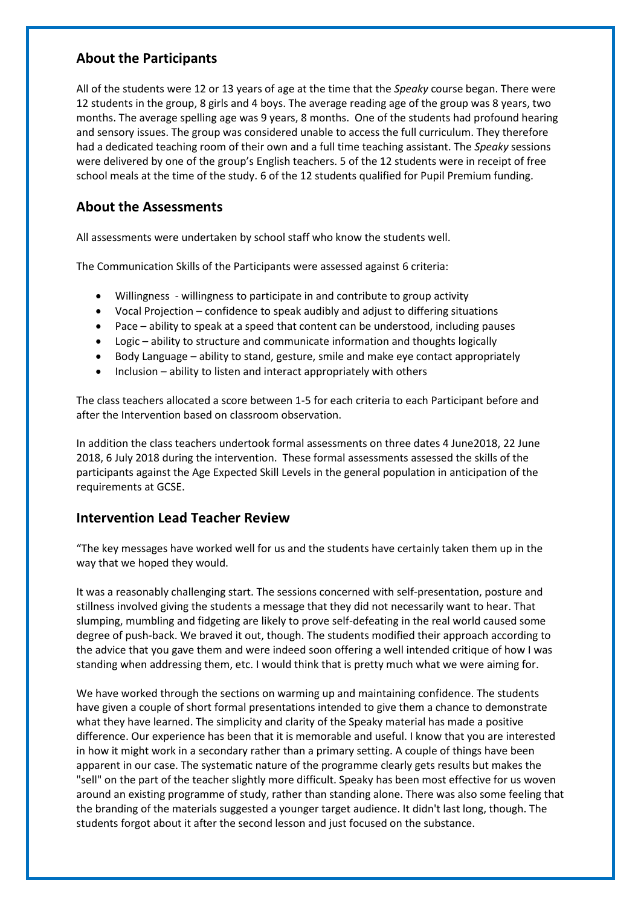## About the Participants

All of the students were 12 or 13 years of age at the time that the *Speaky* course began. There were 12 students in the group, 8 girls and 4 boys. The average reading age of the group was 8 years, two months. The average spelling age was 9 years, 8 months. One of the students had profound hearing and sensory issues. The group was considered unable to access the full curriculum. They therefore had a dedicated teaching room of their own and a full time teaching assistant. The *Speaky* sessions were delivered by one of the group's English teachers. 5 of the 12 students were in receipt of free school meals at the time of the study. 6 of the 12 students qualified for Pupil Premium funding.

## About the Assessments

All assessments were undertaken by school staff who know the students well.

The Communication Skills of the Participants were assessed against 6 criteria:

- Willingness - willingness to participate in and contribute to group activity
- Vocal Projection – confidence to speak audibly and adjust to differing situations
- Pace – ability to speak at a speed that content can be understood, including pauses
- Logic – ability to structure and communicate information and thoughts logically
- Body Language – ability to stand, gesture, smile and make eye contact appropriately
- Inclusion – ability to listen and interact appropriately with others

The class teachers allocated a score between 1-5 for each criteria to each Participant before and after the Intervention based on classroom observation.

In addition the class teachers undertook formal assessments on three dates 4 June2018, 22 June 2018, 6 July 2018 during the intervention. These formal assessments assessed the skills of the participants against the Age Expected Skill Levels in the general population in anticipation of the requirements at GCSE.

## Intervention Lead Teacher Review

"The key messages have worked well for us and the students have certainly taken them up in the way that we hoped they would.

It was a reasonably challenging start. The sessions concerned with self-presentation, posture and stillness involved giving the students a message that they did not necessarily want to hear. That slumping, mumbling and fidgeting are likely to prove self-defeating in the real world caused some degree of push-back. We braved it out, though. The students modified their approach according to the advice that you gave them and were indeed soon offering a well intended critique of how I was standing when addressing them, etc. I would think that is pretty much what we were aiming for.

We have worked through the sections on warming up and maintaining confidence. The students have given a couple of short formal presentations intended to give them a chance to demonstrate what they have learned. The simplicity and clarity of the Speaky material has made a positive difference. Our experience has been that it is memorable and useful. I know that you are interested in how it might work in a secondary rather than a primary setting. A couple of things have been apparent in our case. The systematic nature of the programme clearly gets results but makes the "sell" on the part of the teacher slightly more difficult. Speaky has been most effective for us woven around an existing programme of study, rather than standing alone. There was also some feeling that the branding of the materials suggested a younger target audience. It didn't last long, though. The students forgot about it after the second lesson and just focused on the substance.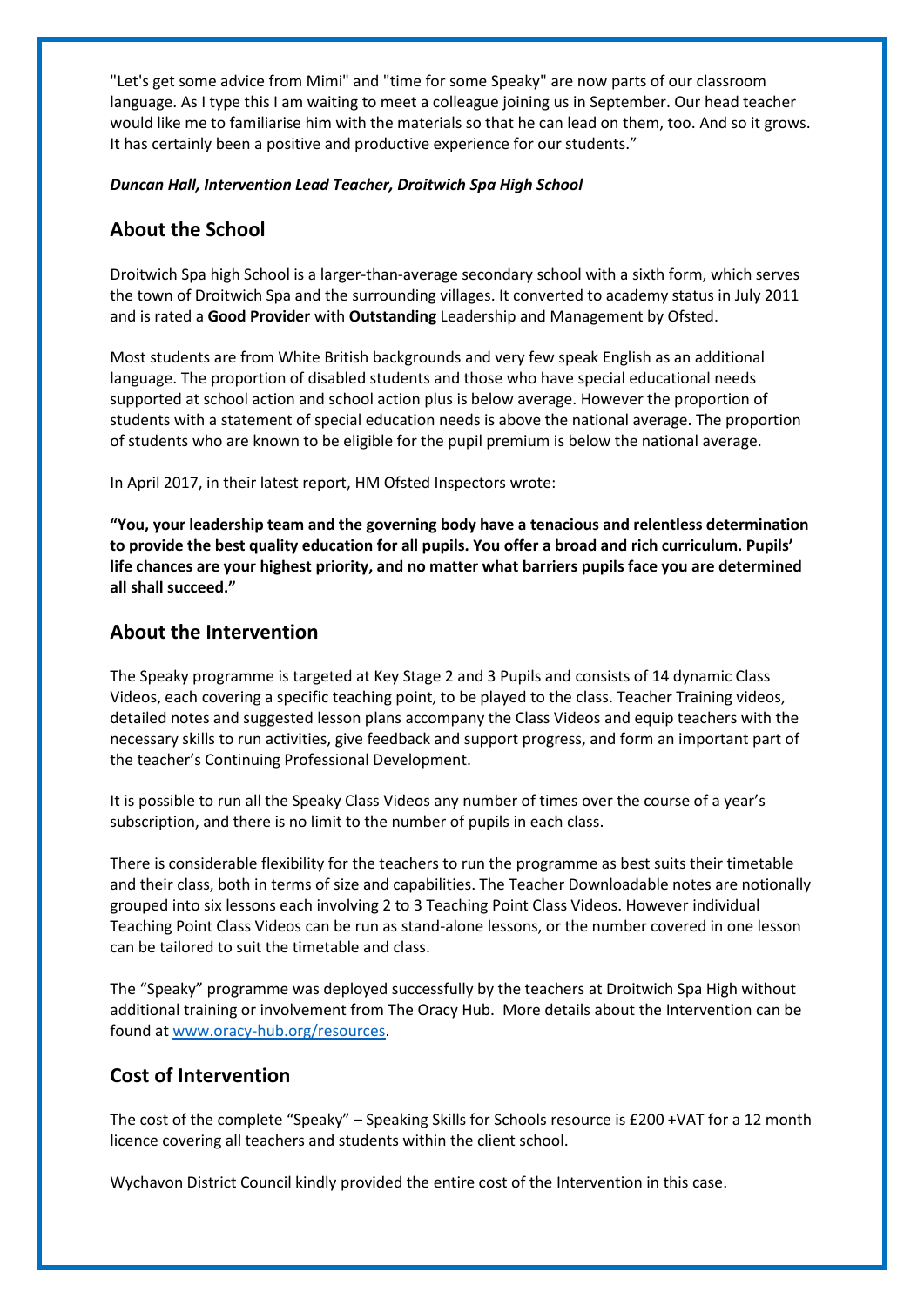"Let's get some advice from Mimi" and "time for some Speaky" are now parts of our classroom language. As I type this I am waiting to meet a colleague joining us in September. Our head teacher would like me to familiarise him with the materials so that he can lead on them, too. And so it grows. It has certainly been a positive and productive experience for our students."

***Duncan Hall, Intervention Lead Teacher, Droitwich Spa High School***

## About the School

Droitwich Spa high School is a larger-than-average secondary school with a sixth form, which serves the town of Droitwich Spa and the surrounding villages. It converted to academy status in July 2011 and is rated a **Good Provider** with **Outstanding** Leadership and Management by Ofsted.

Most students are from White British backgrounds and very few speak English as an additional language. The proportion of disabled students and those who have special educational needs supported at school action and school action plus is below average. However the proportion of students with a statement of special education needs is above the national average. The proportion of students who are known to be eligible for the pupil premium is below the national average.

In April 2017, in their latest report, HM Ofsted Inspectors wrote:

**"You, your leadership team and the governing body have a tenacious and relentless determination to provide the best quality education for all pupils. You offer a broad and rich curriculum. Pupils' life chances are your highest priority, and no matter what barriers pupils face you are determined all shall succeed."**

## About the Intervention

The Speaky programme is targeted at Key Stage 2 and 3 Pupils and consists of 14 dynamic Class Videos, each covering a specific teaching point, to be played to the class. Teacher Training videos, detailed notes and suggested lesson plans accompany the Class Videos and equip teachers with the necessary skills to run activities, give feedback and support progress, and form an important part of the teacher's Continuing Professional Development.

It is possible to run all the Speaky Class Videos any number of times over the course of a year's subscription, and there is no limit to the number of pupils in each class.

There is considerable flexibility for the teachers to run the programme as best suits their timetable and their class, both in terms of size and capabilities. The Teacher Downloadable notes are notionally grouped into six lessons each involving 2 to 3 Teaching Point Class Videos. However individual Teaching Point Class Videos can be run as stand-alone lessons, or the number covered in one lesson can be tailored to suit the timetable and class.

The "Speaky" programme was deployed successfully by the teachers at Droitwich Spa High without additional training or involvement from The Oracy Hub. More details about the Intervention can be found at [www.oracy-hub.org/resources](http://www.oracy-hub.org/resources).

## Cost of Intervention

The cost of the complete "Speaky" – Speaking Skills for Schools resource is £200 +VAT for a 12 month licence covering all teachers and students within the client school.

Wychavon District Council kindly provided the entire cost of the Intervention in this case.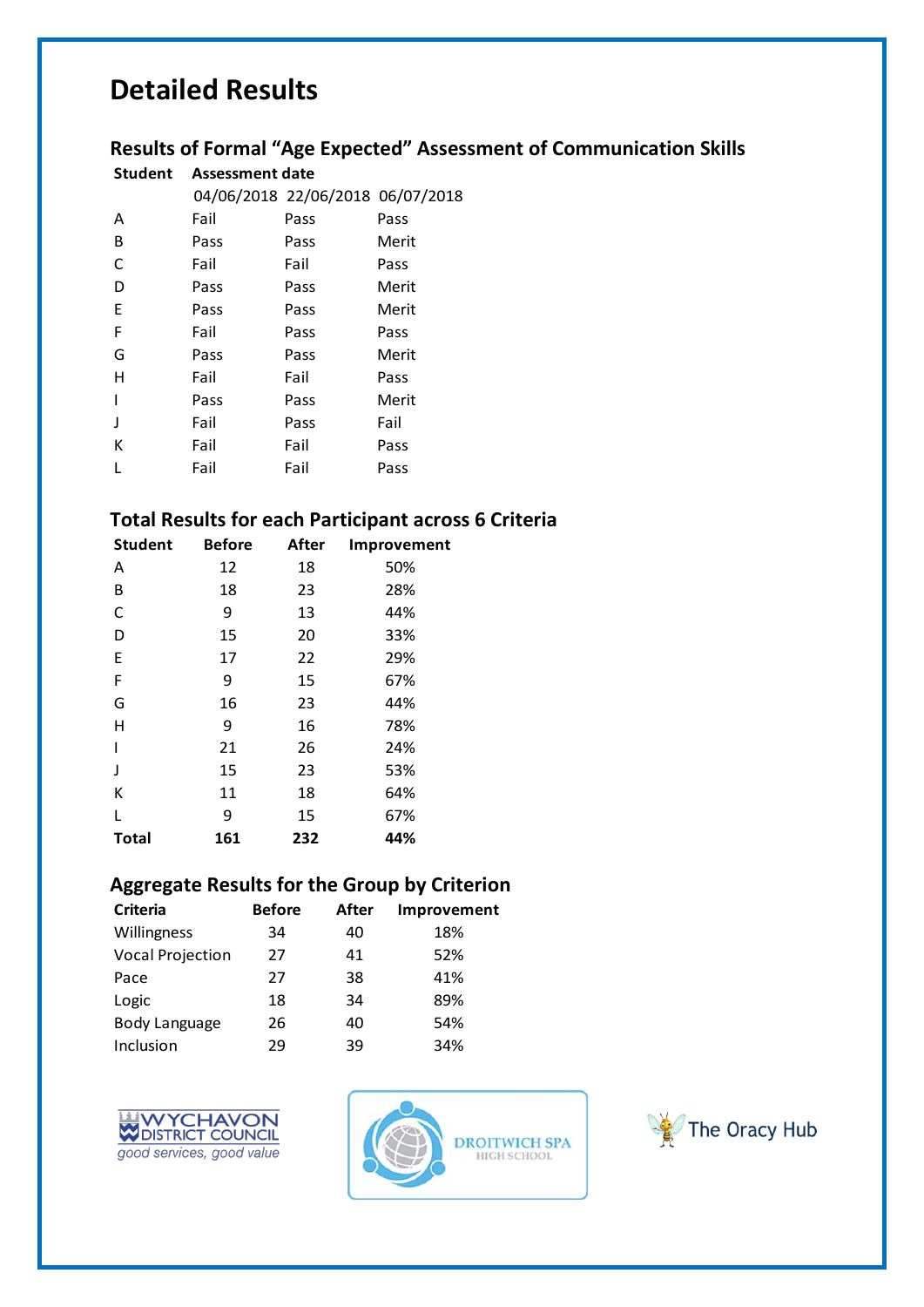# Detailed Results

## Results of Formal “Age Expected” Assessment of Communication Skills

| Student | Assessment date | | |
|---|---|---|---|
| | 04/06/2018 | 22/06/2018 | 06/07/2018 |
| A | Fail | Pass | Pass |
| B | Pass | Pass | Merit |
| C | Fail | Fail | Pass |
| D | Pass | Pass | Merit |
| E | Pass | Pass | Merit |
| F | Fail | Pass | Pass |
| G | Pass | Pass | Merit |
| H | Fail | Fail | Pass |
| I | Pass | Pass | Merit |
| J | Fail | Pass | Fail |
| K | Fail | Fail | Pass |
| L | Fail | Fail | Pass |

## Total Results for each Participant across 6 Criteria

| Student | Before | After | Improvement |
|---|---|---|---|
| A | 12 | 18 | 50% |
| B | 18 | 23 | 28% |
| C | 9 | 13 | 44% |
| D | 15 | 20 | 33% |
| E | 17 | 22 | 29% |
| F | 9 | 15 | 67% |
| G | 16 | 23 | 44% |
| H | 9 | 16 | 78% |
| I | 21 | 26 | 24% |
| J | 15 | 23 | 53% |
| K | 11 | 18 | 64% |
| L | 9 | 15 | 67% |
| **Total** | **161** | **232** | **44%** |

## Aggregate Results for the Group by Criterion

| Criteria | Before | After | Improvement |
|---|---|---|---|
| Willingness | 34 | 40 | 18% |
| Vocal Projection | 27 | 41 | 52% |
| Pace | 27 | 38 | 41% |
| Logic | 18 | 34 | 89% |
| Body Language | 26 | 40 | 54% |
| Inclusion | 29 | 39 | 34% |

WYCHAVON DISTRICT COUNCIL
good services, good value

DROITWICH SPA HIGH SCHOOL

The Oracy Hub